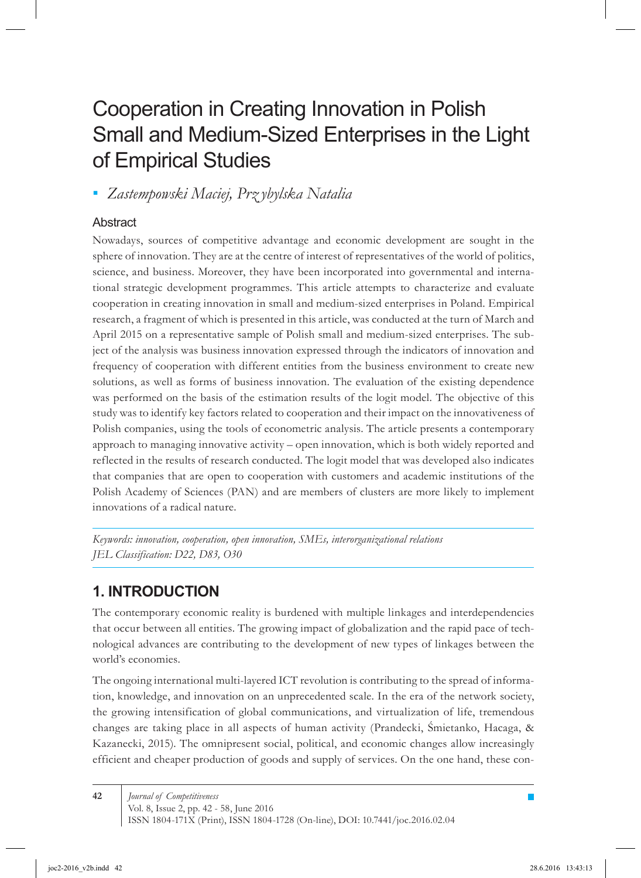# Cooperation in Creating Innovation in Polish Small and Medium-Sized Enterprises in the Light of Empirical Studies

- *Zastempowski Maciej, Przybylska Natalia*

## Abstract

Nowadays, sources of competitive advantage and economic development are sought in the sphere of innovation. They are at the centre of interest of representatives of the world of politics, science, and business. Moreover, they have been incorporated into governmental and international strategic development programmes. This article attempts to characterize and evaluate cooperation in creating innovation in small and medium-sized enterprises in Poland. Empirical research, a fragment of which is presented in this article, was conducted at the turn of March and April 2015 on a representative sample of Polish small and medium-sized enterprises. The subject of the analysis was business innovation expressed through the indicators of innovation and frequency of cooperation with different entities from the business environment to create new solutions, as well as forms of business innovation. The evaluation of the existing dependence was performed on the basis of the estimation results of the logit model. The objective of this study was to identify key factors related to cooperation and their impact on the innovativeness of Polish companies, using the tools of econometric analysis. The article presents a contemporary approach to managing innovative activity – open innovation, which is both widely reported and reflected in the results of research conducted. The logit model that was developed also indicates that companies that are open to cooperation with customers and academic institutions of the Polish Academy of Sciences (PAN) and are members of clusters are more likely to implement innovations of a radical nature.

*Keywords: innovation, cooperation, open innovation, SMEs, interorganizational relations*
*JEL Classification: D22, D83, O30*

## 1. INTRODUCTION

The contemporary economic reality is burdened with multiple linkages and interdependencies that occur between all entities. The growing impact of globalization and the rapid pace of technological advances are contributing to the development of new types of linkages between the world's economies.

The ongoing international multi-layered ICT revolution is contributing to the spread of information, knowledge, and innovation on an unprecedented scale. In the era of the network society, the growing intensification of global communications, and virtualization of life, tremendous changes are taking place in all aspects of human activity (Prandecki, Śmietanko, Hacaga, & Kazanecki, 2015). The omnipresent social, political, and economic changes allow increasingly efficient and cheaper production of goods and supply of services. On the one hand, these con-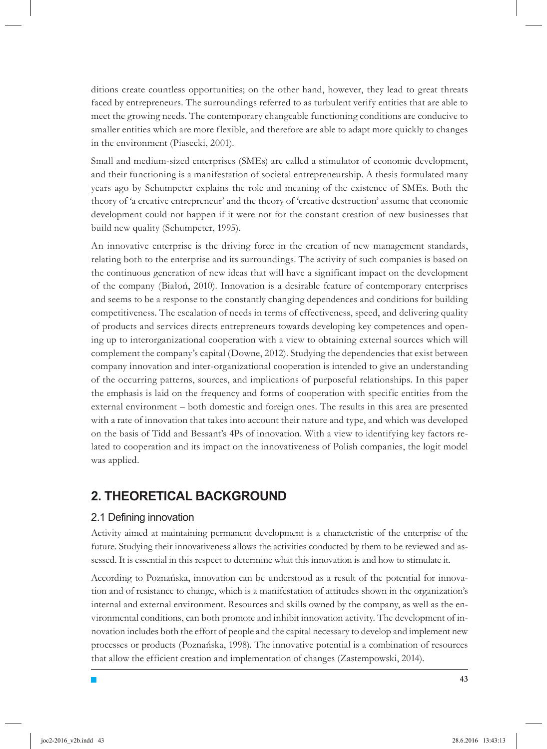ditions create countless opportunities; on the other hand, however, they lead to great threats faced by entrepreneurs. The surroundings referred to as turbulent verify entities that are able to meet the growing needs. The contemporary changeable functioning conditions are conducive to smaller entities which are more flexible, and therefore are able to adapt more quickly to changes in the environment (Piasecki, 2001).

Small and medium-sized enterprises (SMEs) are called a stimulator of economic development, and their functioning is a manifestation of societal entrepreneurship. A thesis formulated many years ago by Schumpeter explains the role and meaning of the existence of SMEs. Both the theory of 'a creative entrepreneur' and the theory of 'creative destruction' assume that economic development could not happen if it were not for the constant creation of new businesses that build new quality (Schumpeter, 1995).

An innovative enterprise is the driving force in the creation of new management standards, relating both to the enterprise and its surroundings. The activity of such companies is based on the continuous generation of new ideas that will have a significant impact on the development of the company (Białoń, 2010). Innovation is a desirable feature of contemporary enterprises and seems to be a response to the constantly changing dependences and conditions for building competitiveness. The escalation of needs in terms of effectiveness, speed, and delivering quality of products and services directs entrepreneurs towards developing key competences and opening up to interorganizational cooperation with a view to obtaining external sources which will complement the company's capital (Downe, 2012). Studying the dependencies that exist between company innovation and inter-organizational cooperation is intended to give an understanding of the occurring patterns, sources, and implications of purposeful relationships. In this paper the emphasis is laid on the frequency and forms of cooperation with specific entities from the external environment – both domestic and foreign ones. The results in this area are presented with a rate of innovation that takes into account their nature and type, and which was developed on the basis of Tidd and Bessant's 4Ps of innovation. With a view to identifying key factors related to cooperation and its impact on the innovativeness of Polish companies, the logit model was applied.

## 2. THEORETICAL BACKGROUND

### 2.1 Defining innovation

Activity aimed at maintaining permanent development is a characteristic of the enterprise of the future. Studying their innovativeness allows the activities conducted by them to be reviewed and assessed. It is essential in this respect to determine what this innovation is and how to stimulate it.

According to Poznańska, innovation can be understood as a result of the potential for innovation and of resistance to change, which is a manifestation of attitudes shown in the organization's internal and external environment. Resources and skills owned by the company, as well as the environmental conditions, can both promote and inhibit innovation activity. The development of innovation includes both the effort of people and the capital necessary to develop and implement new processes or products (Poznańska, 1998). The innovative potential is a combination of resources that allow the efficient creation and implementation of changes (Zastempowski, 2014).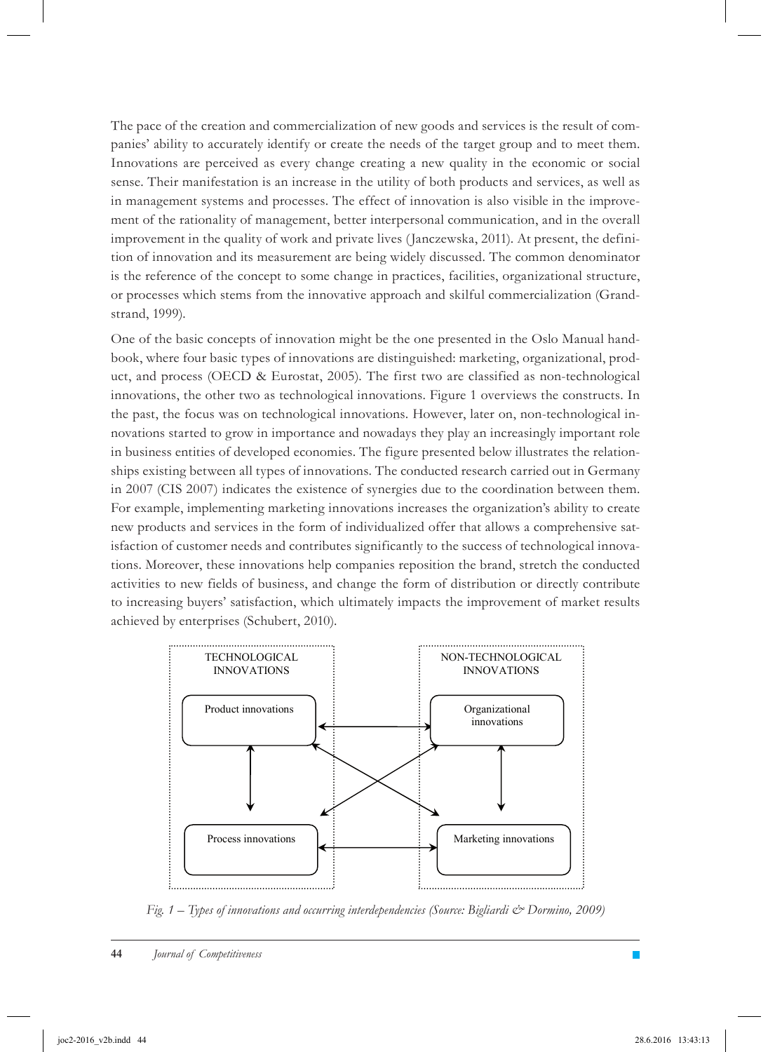The pace of the creation and commercialization of new goods and services is the result of companies' ability to accurately identify or create the needs of the target group and to meet them. Innovations are perceived as every change creating a new quality in the economic or social sense. Their manifestation is an increase in the utility of both products and services, as well as in management systems and processes. The effect of innovation is also visible in the improvement of the rationality of management, better interpersonal communication, and in the overall improvement in the quality of work and private lives (Janczewska, 2011). At present, the definition of innovation and its measurement are being widely discussed. The common denominator is the reference of the concept to some change in practices, facilities, organizational structure, or processes which stems from the innovative approach and skilful commercialization (Grandstrand, 1999).

One of the basic concepts of innovation might be the one presented in the Oslo Manual handbook, where four basic types of innovations are distinguished: marketing, organizational, product, and process (OECD & Eurostat, 2005). The first two are classified as non-technological innovations, the other two as technological innovations. Figure 1 overviews the constructs. In the past, the focus was on technological innovations. However, later on, non-technological innovations started to grow in importance and nowadays they play an increasingly important role in business entities of developed economies. The figure presented below illustrates the relationships existing between all types of innovations. The conducted research carried out in Germany in 2007 (CIS 2007) indicates the existence of synergies due to the coordination between them. For example, implementing marketing innovations increases the organization's ability to create new products and services in the form of individualized offer that allows a comprehensive satisfaction of customer needs and contributes significantly to the success of technological innovations. Moreover, these innovations help companies reposition the brand, stretch the conducted activities to new fields of business, and change the form of distribution or directly contribute to increasing buyers' satisfaction, which ultimately impacts the improvement of market results achieved by enterprises (Schubert, 2010).

TECHNOLOGICAL INNOVATIONS: Product innovations, Process innovations

NON-TECHNOLOGICAL INNOVATIONS: Organizational innovations, Marketing innovations

*Fig. 1 – Types of innovations and occurring interdependencies (Source: Bigliardi & Dormino, 2009)*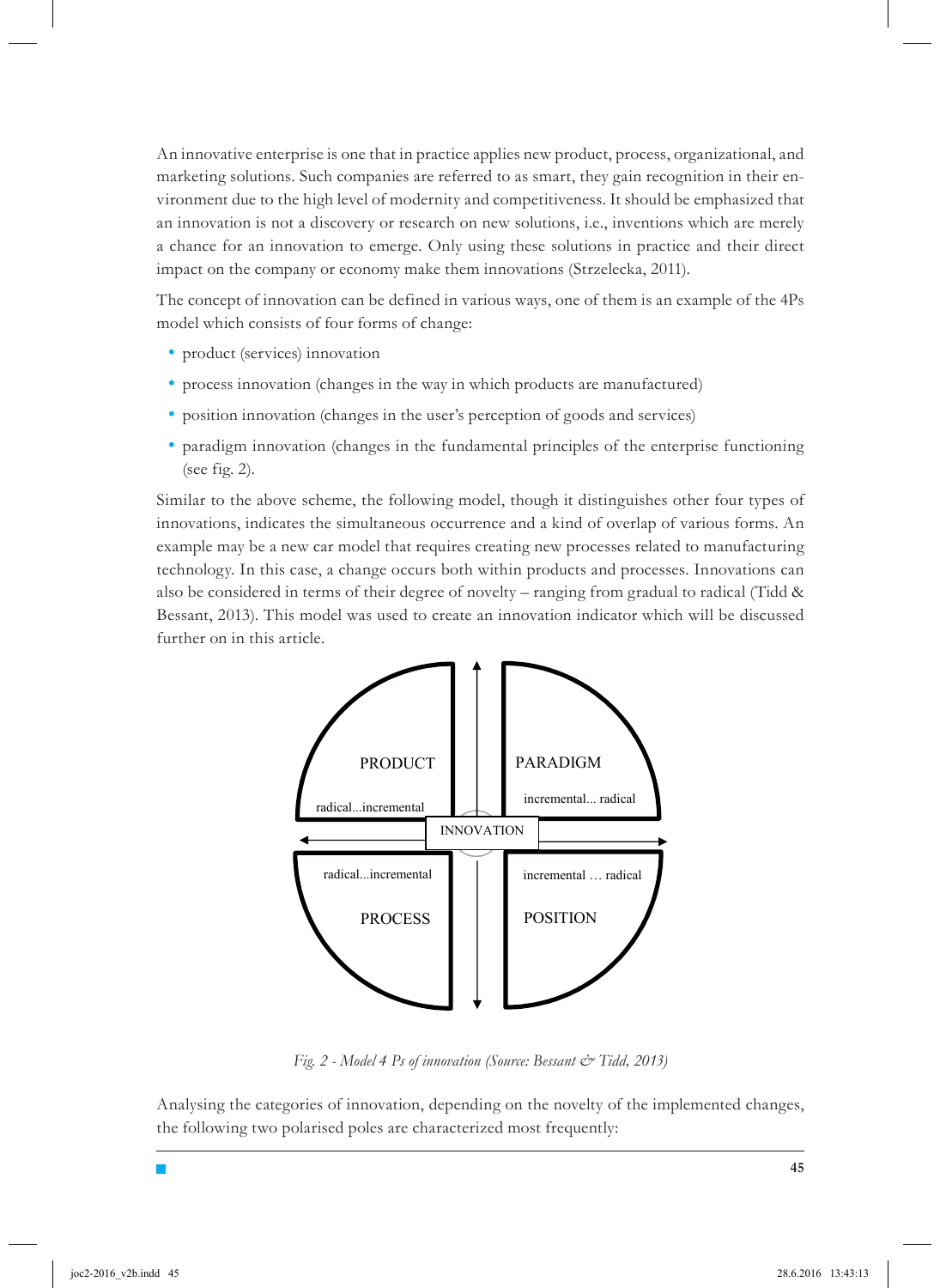An innovative enterprise is one that in practice applies new product, process, organizational, and marketing solutions. Such companies are referred to as smart, they gain recognition in their environment due to the high level of modernity and competitiveness. It should be emphasized that an innovation is not a discovery or research on new solutions, i.e., inventions which are merely a chance for an innovation to emerge. Only using these solutions in practice and their direct impact on the company or economy make them innovations (Strzelecka, 2011).

The concept of innovation can be defined in various ways, one of them is an example of the 4Ps model which consists of four forms of change:

- product (services) innovation
- process innovation (changes in the way in which products are manufactured)
- position innovation (changes in the user's perception of goods and services)
- paradigm innovation (changes in the fundamental principles of the enterprise functioning (see fig. 2).

Similar to the above scheme, the following model, though it distinguishes other four types of innovations, indicates the simultaneous occurrence and a kind of overlap of various forms. An example may be a new car model that requires creating new processes related to manufacturing technology. In this case, a change occurs both within products and processes. Innovations can also be considered in terms of their degree of novelty – ranging from gradual to radical (Tidd & Bessant, 2013). This model was used to create an innovation indicator which will be discussed further on in this article.

PRODUCT radical...incremental | PARADIGM incremental... radical | INNOVATION | PROCESS radical...incremental | POSITION incremental … radical

*Fig. 2 - Model 4 Ps of innovation (Source: Bessant & Tidd, 2013)*

Analysing the categories of innovation, depending on the novelty of the implemented changes, the following two polarised poles are characterized most frequently: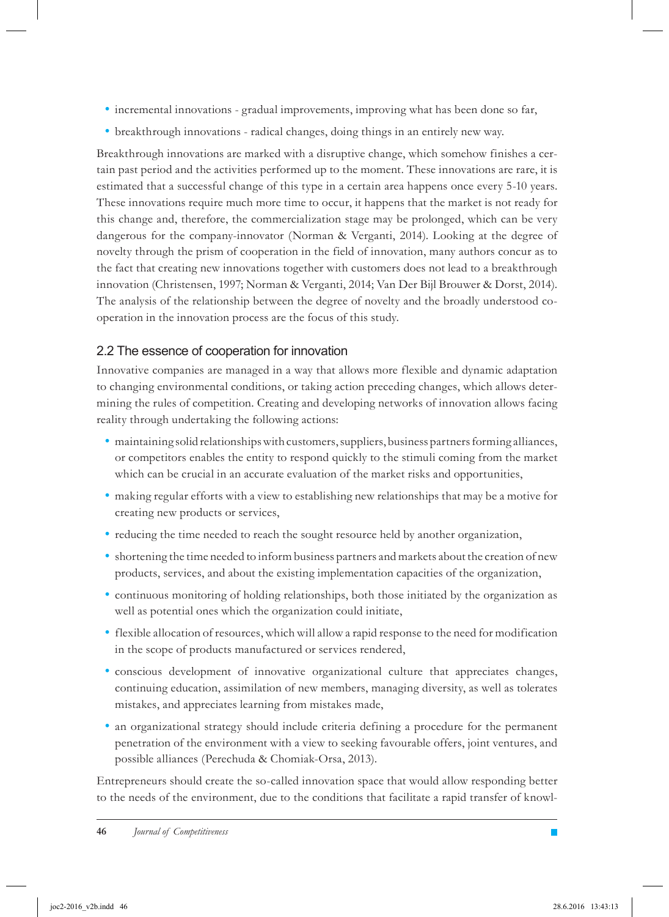- incremental innovations - gradual improvements, improving what has been done so far,
- breakthrough innovations - radical changes, doing things in an entirely new way.

Breakthrough innovations are marked with a disruptive change, which somehow finishes a certain past period and the activities performed up to the moment. These innovations are rare, it is estimated that a successful change of this type in a certain area happens once every 5-10 years. These innovations require much more time to occur, it happens that the market is not ready for this change and, therefore, the commercialization stage may be prolonged, which can be very dangerous for the company-innovator (Norman & Verganti, 2014). Looking at the degree of novelty through the prism of cooperation in the field of innovation, many authors concur as to the fact that creating new innovations together with customers does not lead to a breakthrough innovation (Christensen, 1997; Norman & Verganti, 2014; Van Der Bijl Brouwer & Dorst, 2014). The analysis of the relationship between the degree of novelty and the broadly understood cooperation in the innovation process are the focus of this study.

## 2.2 The essence of cooperation for innovation

Innovative companies are managed in a way that allows more flexible and dynamic adaptation to changing environmental conditions, or taking action preceding changes, which allows determining the rules of competition. Creating and developing networks of innovation allows facing reality through undertaking the following actions:

- maintaining solid relationships with customers, suppliers, business partners forming alliances, or competitors enables the entity to respond quickly to the stimuli coming from the market which can be crucial in an accurate evaluation of the market risks and opportunities,
- making regular efforts with a view to establishing new relationships that may be a motive for creating new products or services,
- reducing the time needed to reach the sought resource held by another organization,
- shortening the time needed to inform business partners and markets about the creation of new products, services, and about the existing implementation capacities of the organization,
- continuous monitoring of holding relationships, both those initiated by the organization as well as potential ones which the organization could initiate,
- flexible allocation of resources, which will allow a rapid response to the need for modification in the scope of products manufactured or services rendered,
- conscious development of innovative organizational culture that appreciates changes, continuing education, assimilation of new members, managing diversity, as well as tolerates mistakes, and appreciates learning from mistakes made,
- an organizational strategy should include criteria defining a procedure for the permanent penetration of the environment with a view to seeking favourable offers, joint ventures, and possible alliances (Perechuda & Chomiak-Orsa, 2013).

Entrepreneurs should create the so-called innovation space that would allow responding better to the needs of the environment, due to the conditions that facilitate a rapid transfer of knowl-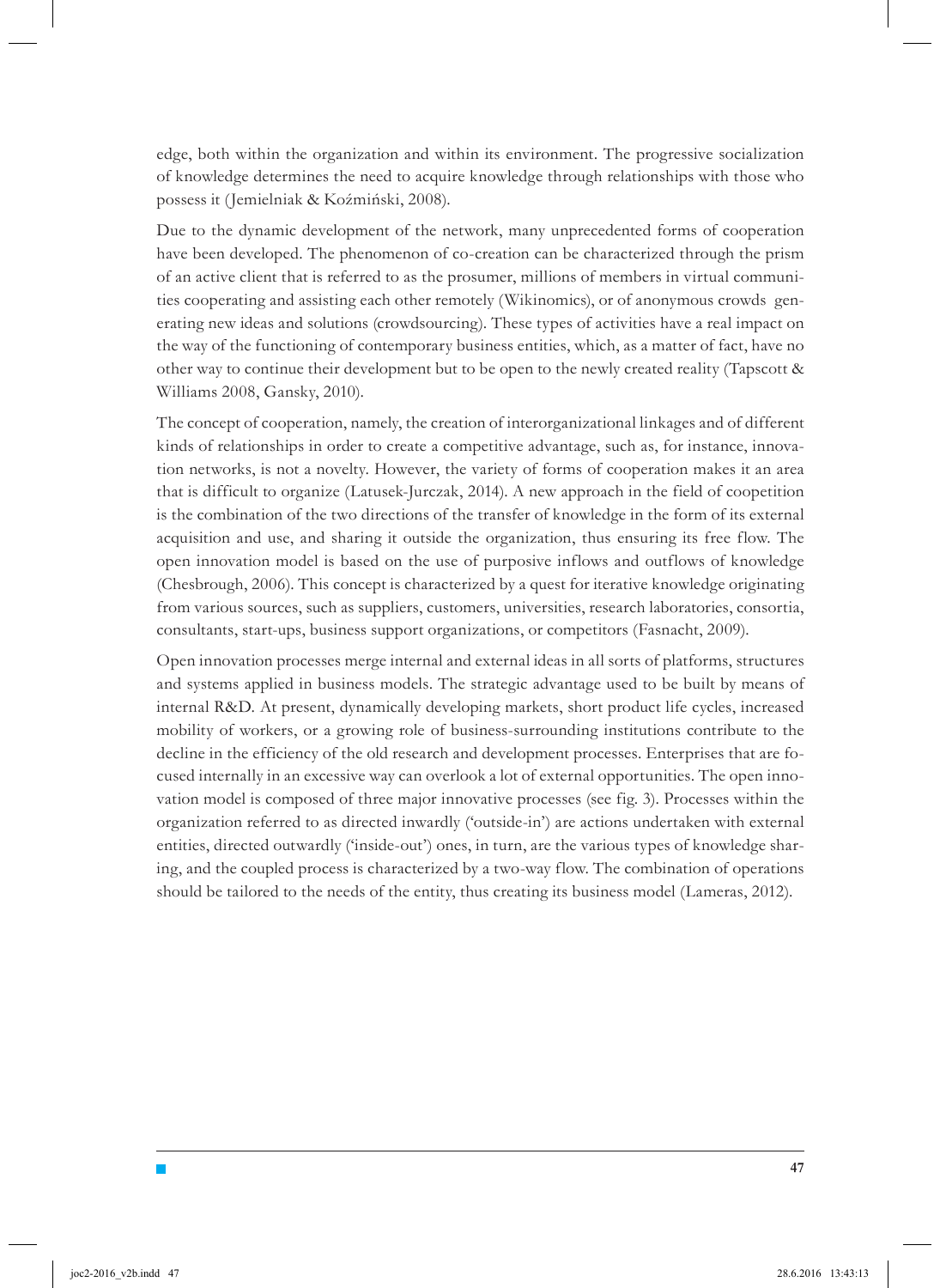edge, both within the organization and within its environment. The progressive socialization of knowledge determines the need to acquire knowledge through relationships with those who possess it (Jemielniak & Koźmiński, 2008).

Due to the dynamic development of the network, many unprecedented forms of cooperation have been developed. The phenomenon of co-creation can be characterized through the prism of an active client that is referred to as the prosumer, millions of members in virtual communities cooperating and assisting each other remotely (Wikinomics), or of anonymous crowds generating new ideas and solutions (crowdsourcing). These types of activities have a real impact on the way of the functioning of contemporary business entities, which, as a matter of fact, have no other way to continue their development but to be open to the newly created reality (Tapscott & Williams 2008, Gansky, 2010).

The concept of cooperation, namely, the creation of interorganizational linkages and of different kinds of relationships in order to create a competitive advantage, such as, for instance, innovation networks, is not a novelty. However, the variety of forms of cooperation makes it an area that is difficult to organize (Latusek-Jurczak, 2014). A new approach in the field of coopetition is the combination of the two directions of the transfer of knowledge in the form of its external acquisition and use, and sharing it outside the organization, thus ensuring its free flow. The open innovation model is based on the use of purposive inflows and outflows of knowledge (Chesbrough, 2006). This concept is characterized by a quest for iterative knowledge originating from various sources, such as suppliers, customers, universities, research laboratories, consortia, consultants, start-ups, business support organizations, or competitors (Fasnacht, 2009).

Open innovation processes merge internal and external ideas in all sorts of platforms, structures and systems applied in business models. The strategic advantage used to be built by means of internal R&D. At present, dynamically developing markets, short product life cycles, increased mobility of workers, or a growing role of business-surrounding institutions contribute to the decline in the efficiency of the old research and development processes. Enterprises that are focused internally in an excessive way can overlook a lot of external opportunities. The open innovation model is composed of three major innovative processes (see fig. 3). Processes within the organization referred to as directed inwardly ('outside-in') are actions undertaken with external entities, directed outwardly ('inside-out') ones, in turn, are the various types of knowledge sharing, and the coupled process is characterized by a two-way flow. The combination of operations should be tailored to the needs of the entity, thus creating its business model (Lameras, 2012).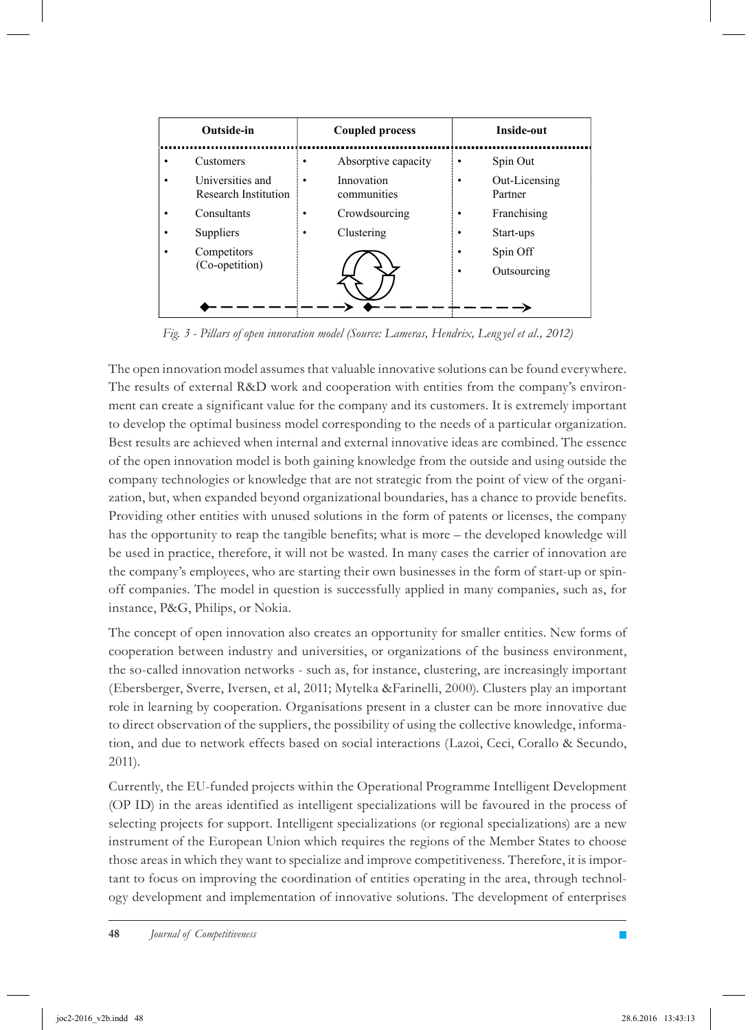| Outside-in | Coupled process | Inside-out |
|---|---|---|
| • Customers | • Absorptive capacity | • Spin Out |
| • Universities and Research Institution | • Innovation communities | • Out-Licensing Partner |
| • Consultants | • Crowdsourcing | • Franchising |
| • Suppliers | • Clustering | • Start-ups |
| • Competitors (Co-opetition) | | • Spin Off |
| | | • Outsourcing |

*Fig. 3 - Pillars of open innovation model (Source: Lameras, Hendrix, Lengyel et al., 2012)*

The open innovation model assumes that valuable innovative solutions can be found everywhere. The results of external R&D work and cooperation with entities from the company's environment can create a significant value for the company and its customers. It is extremely important to develop the optimal business model corresponding to the needs of a particular organization. Best results are achieved when internal and external innovative ideas are combined. The essence of the open innovation model is both gaining knowledge from the outside and using outside the company technologies or knowledge that are not strategic from the point of view of the organization, but, when expanded beyond organizational boundaries, has a chance to provide benefits. Providing other entities with unused solutions in the form of patents or licenses, the company has the opportunity to reap the tangible benefits; what is more – the developed knowledge will be used in practice, therefore, it will not be wasted. In many cases the carrier of innovation are the company's employees, who are starting their own businesses in the form of start-up or spin-off companies. The model in question is successfully applied in many companies, such as, for instance, P&G, Philips, or Nokia.

The concept of open innovation also creates an opportunity for smaller entities. New forms of cooperation between industry and universities, or organizations of the business environment, the so-called innovation networks - such as, for instance, clustering, are increasingly important (Ebersberger, Sverre, Iversen, et al, 2011; Mytelka &Farinelli, 2000). Clusters play an important role in learning by cooperation. Organisations present in a cluster can be more innovative due to direct observation of the suppliers, the possibility of using the collective knowledge, information, and due to network effects based on social interactions (Lazoi, Ceci, Corallo & Secundo, 2011).

Currently, the EU-funded projects within the Operational Programme Intelligent Development (OP ID) in the areas identified as intelligent specializations will be favoured in the process of selecting projects for support. Intelligent specializations (or regional specializations) are a new instrument of the European Union which requires the regions of the Member States to choose those areas in which they want to specialize and improve competitiveness. Therefore, it is important to focus on improving the coordination of entities operating in the area, through technology development and implementation of innovative solutions. The development of enterprises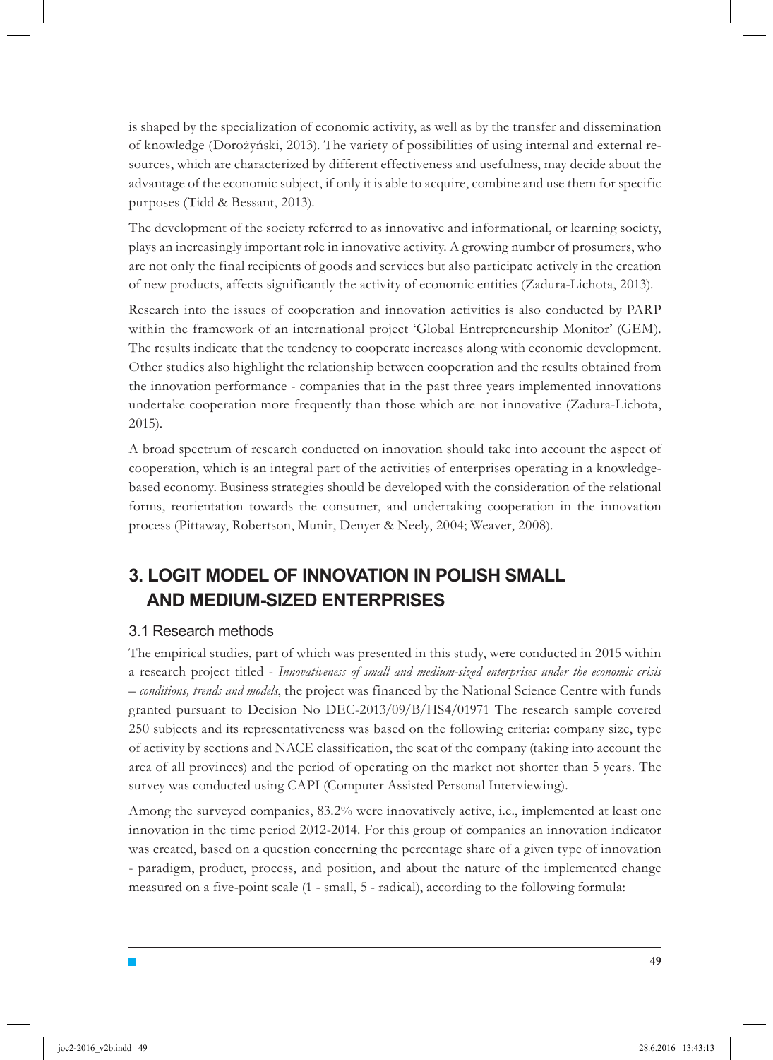is shaped by the specialization of economic activity, as well as by the transfer and dissemination of knowledge (Dorożyński, 2013). The variety of possibilities of using internal and external resources, which are characterized by different effectiveness and usefulness, may decide about the advantage of the economic subject, if only it is able to acquire, combine and use them for specific purposes (Tidd & Bessant, 2013).

The development of the society referred to as innovative and informational, or learning society, plays an increasingly important role in innovative activity. A growing number of prosumers, who are not only the final recipients of goods and services but also participate actively in the creation of new products, affects significantly the activity of economic entities (Zadura-Lichota, 2013).

Research into the issues of cooperation and innovation activities is also conducted by PARP within the framework of an international project 'Global Entrepreneurship Monitor' (GEM). The results indicate that the tendency to cooperate increases along with economic development. Other studies also highlight the relationship between cooperation and the results obtained from the innovation performance - companies that in the past three years implemented innovations undertake cooperation more frequently than those which are not innovative (Zadura-Lichota, 2015).

A broad spectrum of research conducted on innovation should take into account the aspect of cooperation, which is an integral part of the activities of enterprises operating in a knowledge-based economy. Business strategies should be developed with the consideration of the relational forms, reorientation towards the consumer, and undertaking cooperation in the innovation process (Pittaway, Robertson, Munir, Denyer & Neely, 2004; Weaver, 2008).

# 3. LOGIT MODEL OF INNOVATION IN POLISH SMALL AND MEDIUM-SIZED ENTERPRISES

## 3.1 Research methods

The empirical studies, part of which was presented in this study, were conducted in 2015 within a research project titled - *Innovativeness of small and medium-sized enterprises under the economic crisis – conditions, trends and models*, the project was financed by the National Science Centre with funds granted pursuant to Decision No DEC-2013/09/B/HS4/01971 The research sample covered 250 subjects and its representativeness was based on the following criteria: company size, type of activity by sections and NACE classification, the seat of the company (taking into account the area of all provinces) and the period of operating on the market not shorter than 5 years. The survey was conducted using CAPI (Computer Assisted Personal Interviewing).

Among the surveyed companies, 83.2% were innovatively active, i.e., implemented at least one innovation in the time period 2012-2014. For this group of companies an innovation indicator was created, based on a question concerning the percentage share of a given type of innovation - paradigm, product, process, and position, and about the nature of the implemented change measured on a five-point scale (1 - small, 5 - radical), according to the following formula: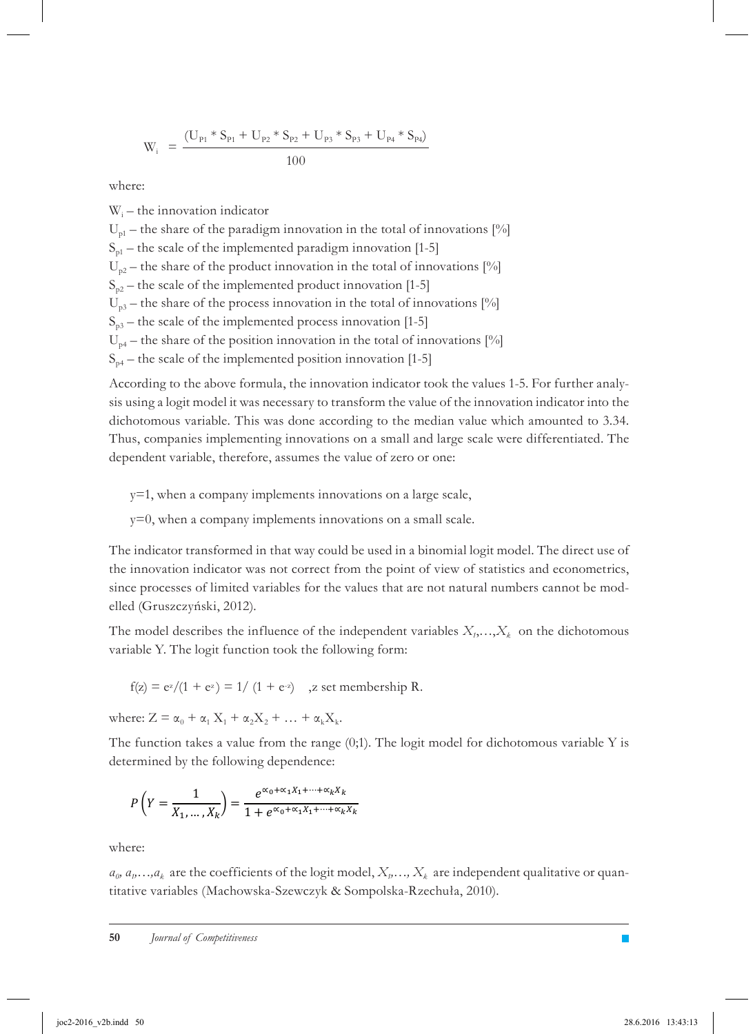$$W_i = \frac{(U_{P1} * S_{P1} + U_{P2} * S_{P2} + U_{P3} * S_{P3} + U_{P4} * S_{P4})}{100}$$

where:

$W_i$ – the innovation indicator

$U_{p1}$ – the share of the paradigm innovation in the total of innovations [%]

$S_{p1}$ – the scale of the implemented paradigm innovation [1-5]

$U_{p2}$ – the share of the product innovation in the total of innovations [%]

$S_{p2}$ – the scale of the implemented product innovation [1-5]

$U_{p3}$ – the share of the process innovation in the total of innovations [%]

$S_{p3}$ – the scale of the implemented process innovation [1-5]

$U_{p4}$ – the share of the position innovation in the total of innovations [%]

$S_{p4}$ – the scale of the implemented position innovation [1-5]

According to the above formula, the innovation indicator took the values 1-5. For further analysis using a logit model it was necessary to transform the value of the innovation indicator into the dichotomous variable. This was done according to the median value which amounted to 3.34. Thus, companies implementing innovations on a small and large scale were differentiated. The dependent variable, therefore, assumes the value of zero or one:

y=1, when a company implements innovations on a large scale,

y=0, when a company implements innovations on a small scale.

The indicator transformed in that way could be used in a binomial logit model. The direct use of the innovation indicator was not correct from the point of view of statistics and econometrics, since processes of limited variables for the values that are not natural numbers cannot be modelled (Gruszczyński, 2012).

The model describes the influence of the independent variables $X_1,\ldots,X_k$ on the dichotomous variable Y. The logit function took the following form:

$f(z) = e^z/(1 + e^z) = 1/\ (1 + e^{-z})$ ,z set membership R.

where: $Z = \alpha_0 + \alpha_1 X_1 + \alpha_2 X_2 + \ldots + \alpha_k X_k$.

The function takes a value from the range (0;1). The logit model for dichotomous variable Y is determined by the following dependence:

$$P\left(Y = \frac{1}{X_1, \ldots, X_k}\right) = \frac{e^{\alpha_0 + \alpha_1 X_1 + \cdots + \alpha_k X_k}}{1 + e^{\alpha_0 + \alpha_1 X_1 + \cdots + \alpha_k X_k}}$$

where:

$a_0, a_1,\ldots,a_k$ are the coefficients of the logit model, $X_1,\ldots, X_k$ are independent qualitative or quantitative variables (Machowska-Szewczyk & Sompolska-Rzechuła, 2010).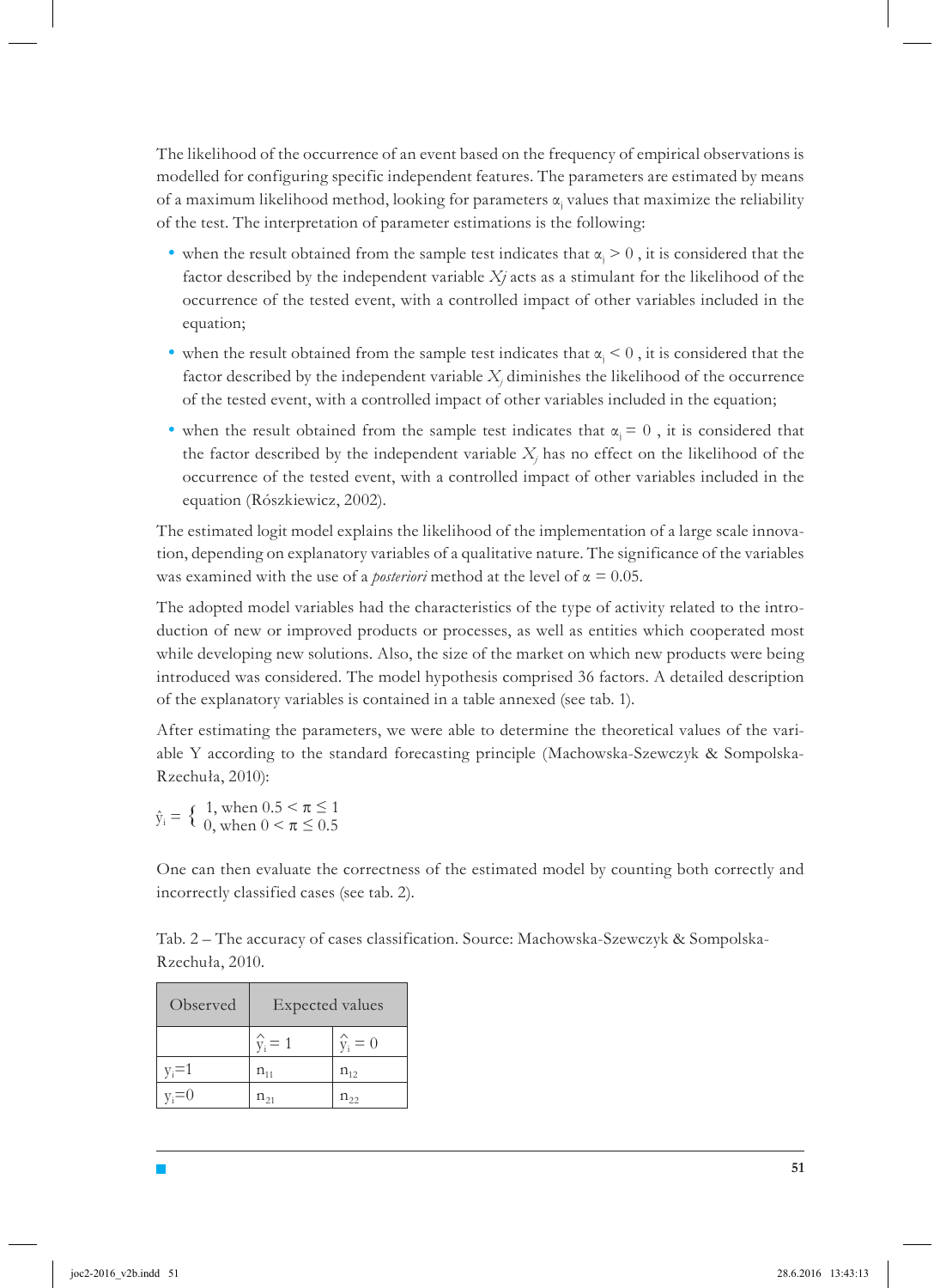The likelihood of the occurrence of an event based on the frequency of empirical observations is modelled for configuring specific independent features. The parameters are estimated by means of a maximum likelihood method, looking for parameters $\alpha_j$ values that maximize the reliability of the test. The interpretation of parameter estimations is the following:

- when the result obtained from the sample test indicates that $\alpha_j > 0$ , it is considered that the factor described by the independent variable *Xj* acts as a stimulant for the likelihood of the occurrence of the tested event, with a controlled impact of other variables included in the equation;
- when the result obtained from the sample test indicates that $\alpha_j < 0$ , it is considered that the factor described by the independent variable $X_j$ diminishes the likelihood of the occurrence of the tested event, with a controlled impact of other variables included in the equation;
- when the result obtained from the sample test indicates that $\alpha_j = 0$ , it is considered that the factor described by the independent variable $X_j$ has no effect on the likelihood of the occurrence of the tested event, with a controlled impact of other variables included in the equation (Rószkiewicz, 2002).

The estimated logit model explains the likelihood of the implementation of a large scale innovation, depending on explanatory variables of a qualitative nature. The significance of the variables was examined with the use of a *posteriori* method at the level of $\alpha = 0.05$.

The adopted model variables had the characteristics of the type of activity related to the introduction of new or improved products or processes, as well as entities which cooperated most while developing new solutions. Also, the size of the market on which new products were being introduced was considered. The model hypothesis comprised 36 factors. A detailed description of the explanatory variables is contained in a table annexed (see tab. 1).

After estimating the parameters, we were able to determine the theoretical values of the variable Y according to the standard forecasting principle (Machowska-Szewczyk & Sompolska-Rzechuła, 2010):

$$\hat{y}_i = \begin{cases} 1, \text{ when } 0.5 < \pi \leq 1 \\ 0, \text{ when } 0 < \pi \leq 0.5 \end{cases}$$

One can then evaluate the correctness of the estimated model by counting both correctly and incorrectly classified cases (see tab. 2).

Tab. 2 – The accuracy of cases classification. Source: Machowska-Szewczyk & Sompolska-Rzechuła, 2010.

| Observed | Expected values | |
|---|---|---|
| | $\hat{y}_i = 1$ | $\hat{y}_i = 0$ |
| $y_i=1$ | $n_{11}$ | $n_{12}$ |
| $y_i=0$ | $n_{21}$ | $n_{22}$ |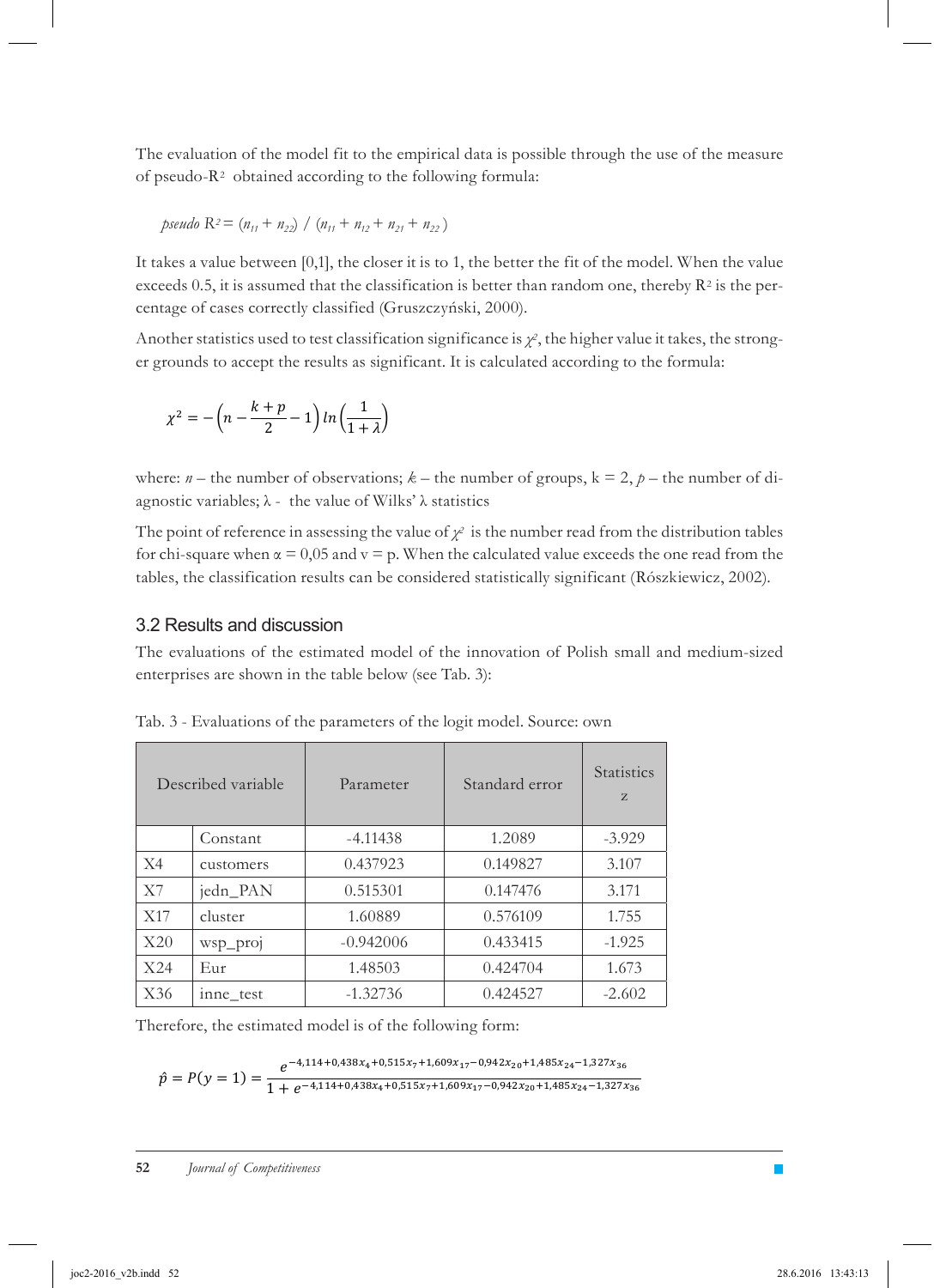The evaluation of the model fit to the empirical data is possible through the use of the measure of pseudo-$R^2$ obtained according to the following formula:

$$pseudo\ R^2 = (n_{11} + n_{22}) \ / \ (n_{11} + n_{12} + n_{21} + n_{22})$$

It takes a value between [0,1], the closer it is to 1, the better the fit of the model. When the value exceeds 0.5, it is assumed that the classification is better than random one, thereby $R^2$ is the percentage of cases correctly classified (Gruszczyński, 2000).

Another statistics used to test classification significance is $\chi^2$, the higher value it takes, the stronger grounds to accept the results as significant. It is calculated according to the formula:

$$\chi^2 = -\left(n - \frac{k+p}{2} - 1\right) ln\left(\frac{1}{1+\lambda}\right)$$

where: $n$ – the number of observations; $k$ – the number of groups, $k = 2$, $p$ – the number of diagnostic variables; $\lambda$ - the value of Wilks' $\lambda$ statistics

The point of reference in assessing the value of $\chi^2$ is the number read from the distribution tables for chi-square when $\alpha = 0{,}05$ and $v = p$. When the calculated value exceeds the one read from the tables, the classification results can be considered statistically significant (Rószkiewicz, 2002).

## 3.2 Results and discussion

The evaluations of the estimated model of the innovation of Polish small and medium-sized enterprises are shown in the table below (see Tab. 3):

Tab. 3 - Evaluations of the parameters of the logit model. Source: own

| Described variable | | Parameter | Standard error | Statistics z |
|---|---|---|---|---|
| | Constant | -4.11438 | 1.2089 | -3.929 |
| X4 | customers | 0.437923 | 0.149827 | 3.107 |
| X7 | jedn_PAN | 0.515301 | 0.147476 | 3.171 |
| X17 | cluster | 1.60889 | 0.576109 | 1.755 |
| X20 | wsp_proj | -0.942006 | 0.433415 | -1.925 |
| X24 | Eur | 1.48503 | 0.424704 | 1.673 |
| X36 | inne_test | -1.32736 | 0.424527 | -2.602 |

Therefore, the estimated model is of the following form:

$$\hat{p} = P(y = 1) = \frac{e^{-4{,}114+0{,}438x_4+0{,}515x_7+1{,}609x_{17}-0{,}942x_{20}+1{,}485x_{24}-1{,}327x_{36}}}{1 + e^{-4{,}114+0{,}438x_4+0{,}515x_7+1{,}609x_{17}-0{,}942x_{20}+1{,}485x_{24}-1{,}327x_{36}}}$$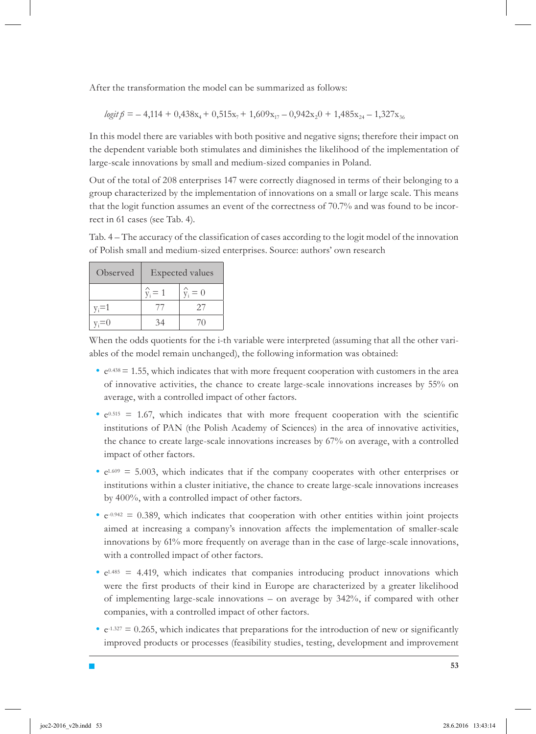After the transformation the model can be summarized as follows:

$$logit\ \hat{p} = -4{,}114 + 0{,}438x_4 + 0{,}515x_7 + 1{,}609x_{17} - 0{,}942x_20 + 1{,}485x_{24} - 1{,}327x_{36}$$

In this model there are variables with both positive and negative signs; therefore their impact on the dependent variable both stimulates and diminishes the likelihood of the implementation of large-scale innovations by small and medium-sized companies in Poland.

Out of the total of 208 enterprises 147 were correctly diagnosed in terms of their belonging to a group characterized by the implementation of innovations on a small or large scale. This means that the logit function assumes an event of the correctness of 70.7% and was found to be incorrect in 61 cases (see Tab. 4).

Tab. 4 – The accuracy of the classification of cases according to the logit model of the innovation of Polish small and medium-sized enterprises. Source: authors' own research

| Observed | Expected values | |
|---|---|---|
| | $\hat{y}_i = 1$ | $\hat{y}_i = 0$ |
| $y_i=1$ | 77 | 27 |
| $y_i=0$ | 34 | 70 |

When the odds quotients for the i-th variable were interpreted (assuming that all the other variables of the model remain unchanged), the following information was obtained:

- $e^{0.438} = 1.55$, which indicates that with more frequent cooperation with customers in the area of innovative activities, the chance to create large-scale innovations increases by 55% on average, with a controlled impact of other factors.
- $e^{0.515} = 1.67$, which indicates that with more frequent cooperation with the scientific institutions of PAN (the Polish Academy of Sciences) in the area of innovative activities, the chance to create large-scale innovations increases by 67% on average, with a controlled impact of other factors.
- $e^{1.609} = 5.003$, which indicates that if the company cooperates with other enterprises or institutions within a cluster initiative, the chance to create large-scale innovations increases by 400%, with a controlled impact of other factors.
- $e^{-0.942} = 0.389$, which indicates that cooperation with other entities within joint projects aimed at increasing a company's innovation affects the implementation of smaller-scale innovations by 61% more frequently on average than in the case of large-scale innovations, with a controlled impact of other factors.
- $e^{1.485} = 4.419$, which indicates that companies introducing product innovations which were the first products of their kind in Europe are characterized by a greater likelihood of implementing large-scale innovations – on average by 342%, if compared with other companies, with a controlled impact of other factors.
- $e^{-1.327} = 0.265$, which indicates that preparations for the introduction of new or significantly improved products or processes (feasibility studies, testing, development and improvement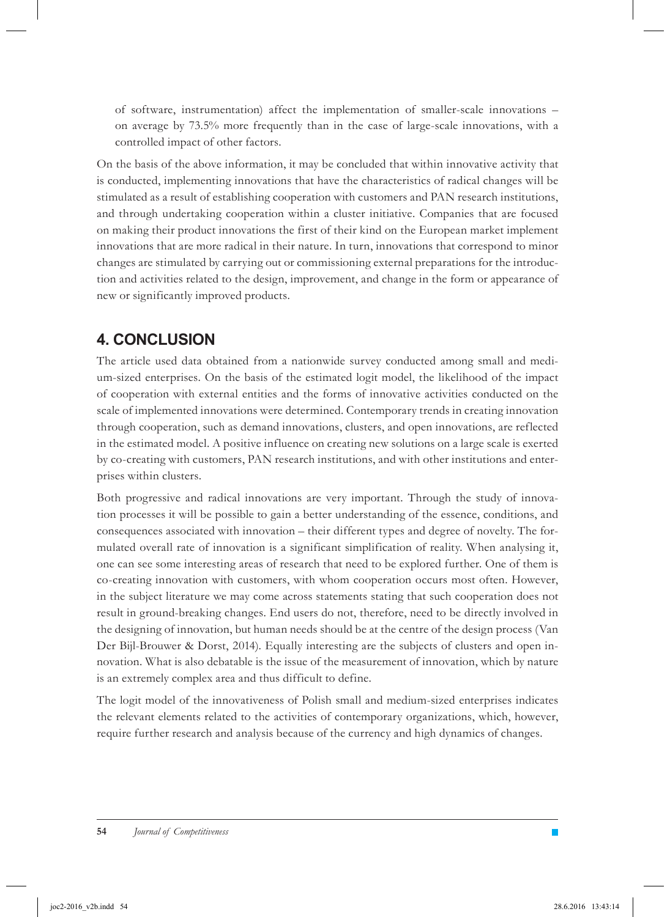of software, instrumentation) affect the implementation of smaller-scale innovations – on average by 73.5% more frequently than in the case of large-scale innovations, with a controlled impact of other factors.

On the basis of the above information, it may be concluded that within innovative activity that is conducted, implementing innovations that have the characteristics of radical changes will be stimulated as a result of establishing cooperation with customers and PAN research institutions, and through undertaking cooperation within a cluster initiative. Companies that are focused on making their product innovations the first of their kind on the European market implement innovations that are more radical in their nature. In turn, innovations that correspond to minor changes are stimulated by carrying out or commissioning external preparations for the introduction and activities related to the design, improvement, and change in the form or appearance of new or significantly improved products.

## 4. CONCLUSION

The article used data obtained from a nationwide survey conducted among small and medium-sized enterprises. On the basis of the estimated logit model, the likelihood of the impact of cooperation with external entities and the forms of innovative activities conducted on the scale of implemented innovations were determined. Contemporary trends in creating innovation through cooperation, such as demand innovations, clusters, and open innovations, are reflected in the estimated model. A positive influence on creating new solutions on a large scale is exerted by co-creating with customers, PAN research institutions, and with other institutions and enterprises within clusters.

Both progressive and radical innovations are very important. Through the study of innovation processes it will be possible to gain a better understanding of the essence, conditions, and consequences associated with innovation – their different types and degree of novelty. The formulated overall rate of innovation is a significant simplification of reality. When analysing it, one can see some interesting areas of research that need to be explored further. One of them is co-creating innovation with customers, with whom cooperation occurs most often. However, in the subject literature we may come across statements stating that such cooperation does not result in ground-breaking changes. End users do not, therefore, need to be directly involved in the designing of innovation, but human needs should be at the centre of the design process (Van Der Bijl-Brouwer & Dorst, 2014). Equally interesting are the subjects of clusters and open innovation. What is also debatable is the issue of the measurement of innovation, which by nature is an extremely complex area and thus difficult to define.

The logit model of the innovativeness of Polish small and medium-sized enterprises indicates the relevant elements related to the activities of contemporary organizations, which, however, require further research and analysis because of the currency and high dynamics of changes.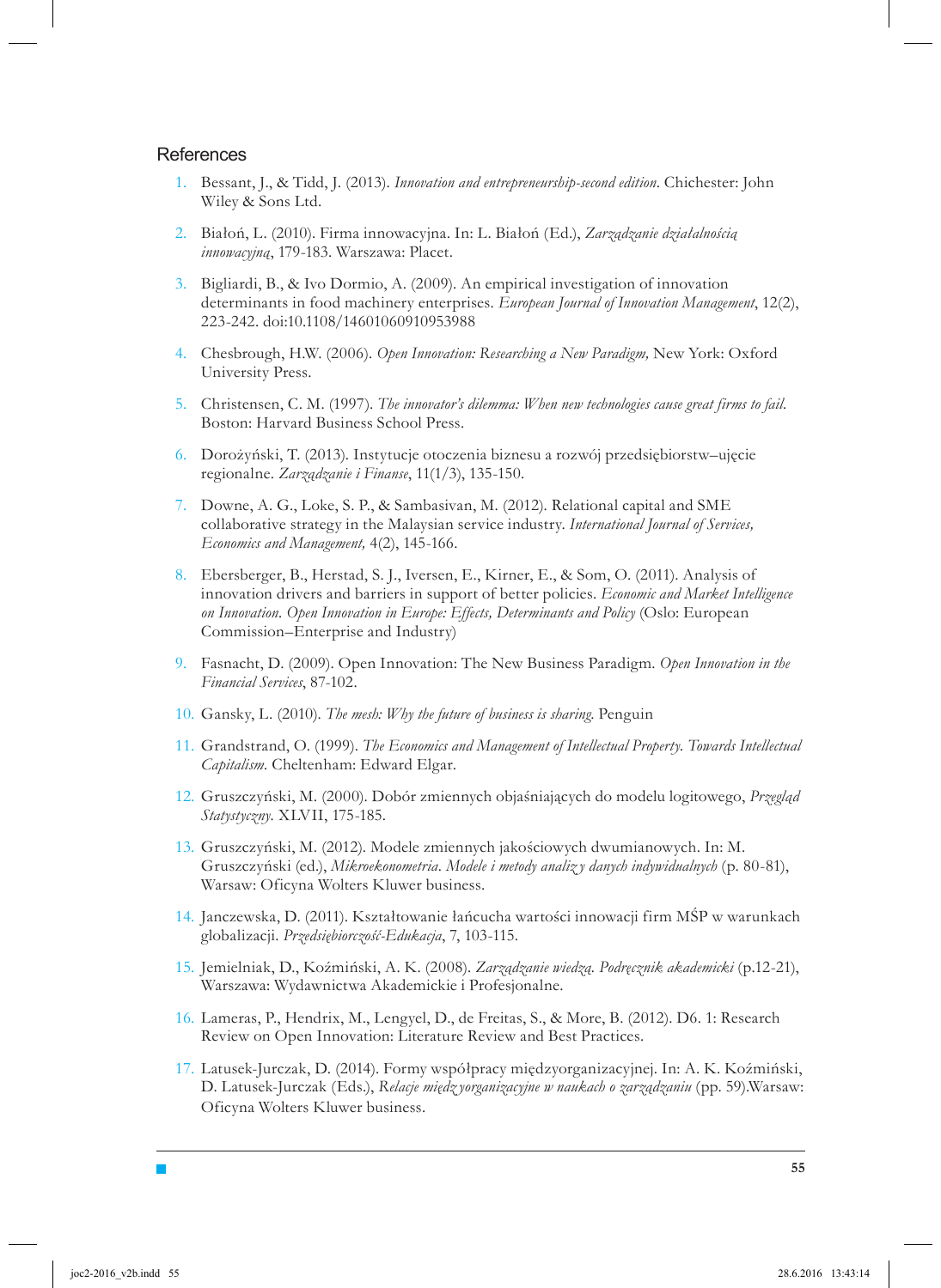## References

1. Bessant, J., & Tidd, J. (2013). *Innovation and entrepreneurship-second edition*. Chichester: John Wiley & Sons Ltd.
2. Białoń, L. (2010). Firma innowacyjna. In: L. Białoń (Ed.), *Zarządzanie działalnością innowacyjną*, 179-183. Warszawa: Placet.
3. Bigliardi, B., & Ivo Dormio, A. (2009). An empirical investigation of innovation determinants in food machinery enterprises. *European Journal of Innovation Management*, 12(2), 223-242. doi:10.1108/14601060910953988
4. Chesbrough, H.W. (2006). *Open Innovation: Researching a New Paradigm,* New York: Oxford University Press.
5. Christensen, C. M. (1997). *The innovator's dilemma: When new technologies cause great firms to fail.* Boston: Harvard Business School Press.
6. Dorożyński, T. (2013). Instytucje otoczenia biznesu a rozwój przedsiębiorstw–ujęcie regionalne. *Zarządzanie i Finanse*, 11(1/3), 135-150.
7. Downe, A. G., Loke, S. P., & Sambasivan, M. (2012). Relational capital and SME collaborative strategy in the Malaysian service industry. *International Journal of Services, Economics and Management,* 4(2), 145-166.
8. Ebersberger, B., Herstad, S. J., Iversen, E., Kirner, E., & Som, O. (2011). Analysis of innovation drivers and barriers in support of better policies. *Economic and Market Intelligence on Innovation. Open Innovation in Europe: Effects, Determinants and Policy* (Oslo: European Commission–Enterprise and Industry)
9. Fasnacht, D. (2009). Open Innovation: The New Business Paradigm. *Open Innovation in the Financial Services*, 87-102.
10. Gansky, L. (2010). *The mesh: Why the future of business is sharing.* Penguin
11. Grandstrand, O. (1999). *The Economics and Management of Intellectual Property. Towards Intellectual Capitalism.* Cheltenham: Edward Elgar.
12. Gruszczyński, M. (2000). Dobór zmiennych objaśniających do modelu logitowego, *Przegląd Statystyczny.* XLVII, 175-185.
13. Gruszczyński, M. (2012). Modele zmiennych jakościowych dwumianowych. In: M. Gruszczyński (ed.), *Mikroekonometria. Modele i metody analizy danych indywidualnych* (p. 80-81), Warsaw: Oficyna Wolters Kluwer business.
14. Janczewska, D. (2011). Kształtowanie łańcucha wartości innowacji firm MŚP w warunkach globalizacji. *Przedsiębiorczość-Edukacja*, 7, 103-115.
15. Jemielniak, D., Koźmiński, A. K. (2008). *Zarządzanie wiedzą. Podręcznik akademicki* (p.12-21), Warszawa: Wydawnictwa Akademickie i Profesjonalne.
16. Lameras, P., Hendrix, M., Lengyel, D., de Freitas, S., & More, B. (2012). D6. 1: Research Review on Open Innovation: Literature Review and Best Practices.
17. Latusek-Jurczak, D. (2014). Formy współpracy międzyorganizacyjnej. In: A. K. Koźmiński, D. Latusek-Jurczak (Eds.), *Relacje międzyorganizacyjne w naukach o zarządzaniu* (pp. 59).Warsaw: Oficyna Wolters Kluwer business.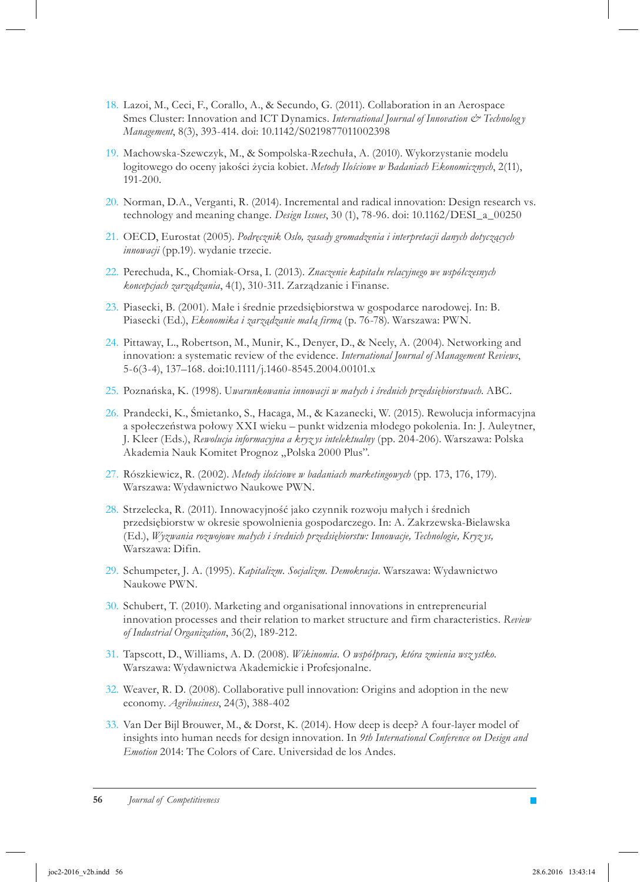18. Lazoi, M., Ceci, F., Corallo, A., & Secundo, G. (2011). Collaboration in an Aerospace Smes Cluster: Innovation and ICT Dynamics. *International Journal of Innovation & Technology Management*, 8(3), 393-414. doi: 10.1142/S0219877011002398

19. Machowska-Szewczyk, M., & Sompolska-Rzechuła, A. (2010). Wykorzystanie modelu logitowego do oceny jakości życia kobiet. *Metody Ilościowe w Badaniach Ekonomicznych*, 2(11), 191-200.

20. Norman, D.A., Verganti, R. (2014). Incremental and radical innovation: Design research vs. technology and meaning change. *Design Issues*, 30 (1), 78-96. doi: 10.1162/DESI_a_00250

21. OECD, Eurostat (2005). *Podręcznik Oslo, zasady gromadzenia i interpretacji danych dotyczących innowacji* (pp.19). wydanie trzecie.

22. Perechuda, K., Chomiak-Orsa, I. (2013). *Znaczenie kapitału relacyjnego we współczesnych koncepcjach zarządzania*, 4(1), 310-311. Zarządzanie i Finanse.

23. Piasecki, B. (2001). Małe i średnie przedsiębiorstwa w gospodarce narodowej. In: B. Piasecki (Ed.), *Ekonomika i zarządzanie małą firmą* (p. 76-78). Warszawa: PWN.

24. Pittaway, L., Robertson, M., Munir, K., Denyer, D., & Neely, A. (2004). Networking and innovation: a systematic review of the evidence. *International Journal of Management Reviews*, 5-6(3-4), 137–168. doi:10.1111/j.1460-8545.2004.00101.x

25. Poznańska, K. (1998). U*warunkowania innowacji w małych i średnich przedsiębiorstwach*. ABC.

26. Prandecki, K., Śmietanko, S., Hacaga, M., & Kazanecki, W. (2015). Rewolucja informacyjna a społeczeństwa połowy XXI wieku – punkt widzenia młodego pokolenia. In: J. Auleytner, J. Kleer (Eds.), *Rewolucja informacyjna a kryzys intelektualny* (pp. 204-206). Warszawa: Polska Akademia Nauk Komitet Prognoz „Polska 2000 Plus".

27. Rószkiewicz, R. (2002). *Metody ilościowe w badaniach marketingowych* (pp. 173, 176, 179). Warszawa: Wydawnictwo Naukowe PWN.

28. Strzelecka, R. (2011). Innowacyjność jako czynnik rozwoju małych i średnich przedsiębiorstw w okresie spowolnienia gospodarczego. In: A. Zakrzewska-Bielawska (Ed.), *Wyzwania rozwojowe małych i średnich przedsiębiorstw: Innowacje, Technologie, Kryzys,* Warszawa: Difin.

29. Schumpeter, J. A. (1995). *Kapitalizm. Socjalizm. Demokracja*. Warszawa: Wydawnictwo Naukowe PWN.

30. Schubert, T. (2010). Marketing and organisational innovations in entrepreneurial innovation processes and their relation to market structure and firm characteristics. *Review of Industrial Organization*, 36(2), 189-212.

31. Tapscott, D., Williams, A. D. (2008). *Wikinomia. O współpracy, która zmienia wszystko.* Warszawa: Wydawnictwa Akademickie i Profesjonalne.

32. Weaver, R. D. (2008). Collaborative pull innovation: Origins and adoption in the new economy. *Agribusiness*, 24(3), 388-402

33. Van Der Bijl Brouwer, M., & Dorst, K. (2014). How deep is deep? A four-layer model of insights into human needs for design innovation. In *9th International Conference on Design and Emotion* 2014: The Colors of Care. Universidad de los Andes.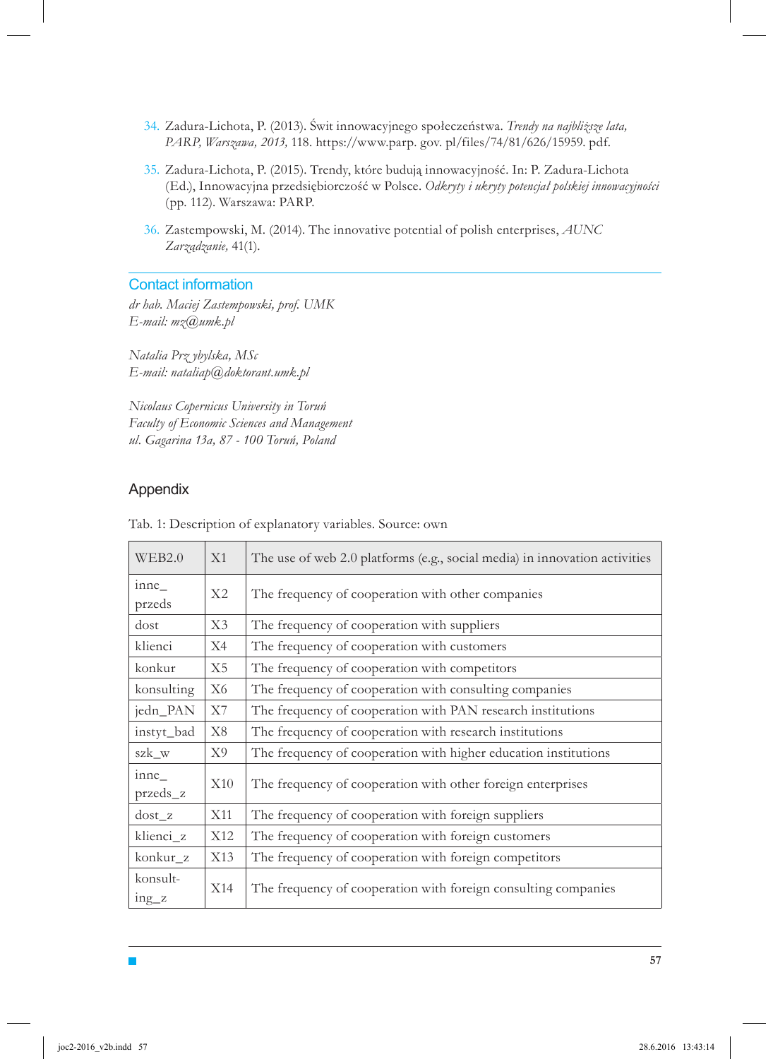34. Zadura-Lichota, P. (2013). Świt innowacyjnego społeczeństwa. *Trendy na najbliższe lata, PARP, Warszawa, 2013,* 118. https://www.parp. gov. pl/files/74/81/626/15959. pdf.

35. Zadura-Lichota, P. (2015). Trendy, które budują innowacyjność. In: P. Zadura-Lichota (Ed.), Innowacyjna przedsiębiorczość w Polsce. *Odkryty i ukryty potencjał polskiej innowacyjności* (pp. 112). Warszawa: PARP.

36. Zastempowski, M. (2014). The innovative potential of polish enterprises, *AUNC Zarządzanie,* 41(1).

## Contact information

*dr hab. Maciej Zastempowski, prof. UMK*
*E-mail: mz@umk.pl*

*Natalia Przybylska, MSc*
*E-mail: nataliap@doktorant.umk.pl*

*Nicolaus Copernicus University in Toruń*
*Faculty of Economic Sciences and Management*
*ul. Gagarina 13a, 87 - 100 Toruń, Poland*

## Appendix

Tab. 1: Description of explanatory variables. Source: own

| WEB2.0 | X1 | The use of web 2.0 platforms (e.g., social media) in innovation activities |
|---|---|---|
| inne_przeds | X2 | The frequency of cooperation with other companies |
| dost | X3 | The frequency of cooperation with suppliers |
| klienci | X4 | The frequency of cooperation with customers |
| konkur | X5 | The frequency of cooperation with competitors |
| konsulting | X6 | The frequency of cooperation with consulting companies |
| jedn_PAN | X7 | The frequency of cooperation with PAN research institutions |
| instyt_bad | X8 | The frequency of cooperation with research institutions |
| szk_w | X9 | The frequency of cooperation with higher education institutions |
| inne_przeds_z | X10 | The frequency of cooperation with other foreign enterprises |
| dost_z | X11 | The frequency of cooperation with foreign suppliers |
| klienci_z | X12 | The frequency of cooperation with foreign customers |
| konkur_z | X13 | The frequency of cooperation with foreign competitors |
| konsult-ing_z | X14 | The frequency of cooperation with foreign consulting companies |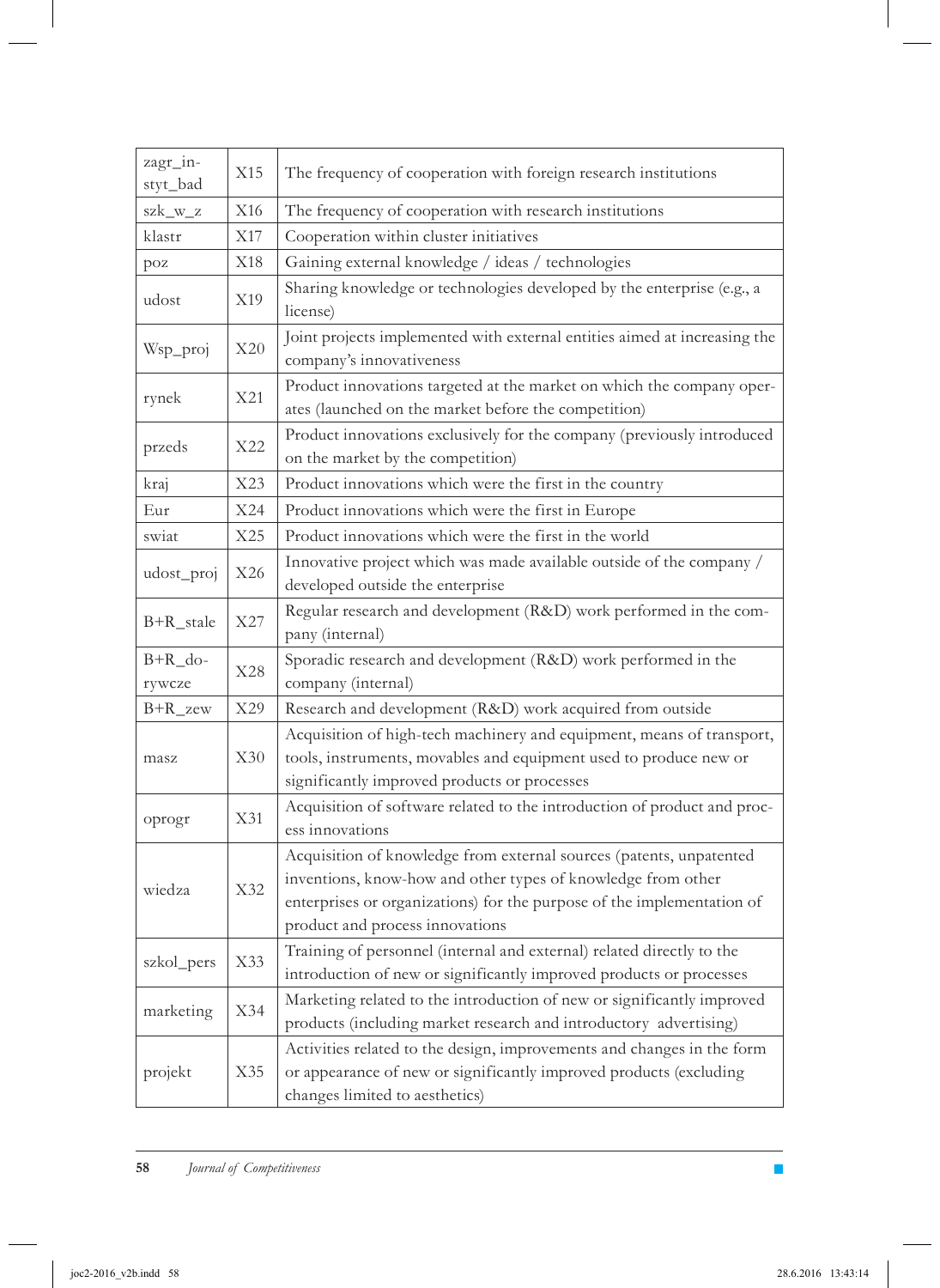| | | |
|---|---|---|
| zagr_instyt_bad | X15 | The frequency of cooperation with foreign research institutions |
| szk_w_z | X16 | The frequency of cooperation with research institutions |
| klastr | X17 | Cooperation within cluster initiatives |
| poz | X18 | Gaining external knowledge / ideas / technologies |
| udost | X19 | Sharing knowledge or technologies developed by the enterprise (e.g., a license) |
| Wsp_proj | X20 | Joint projects implemented with external entities aimed at increasing the company's innovativeness |
| rynek | X21 | Product innovations targeted at the market on which the company operates (launched on the market before the competition) |
| przeds | X22 | Product innovations exclusively for the company (previously introduced on the market by the competition) |
| kraj | X23 | Product innovations which were the first in the country |
| Eur | X24 | Product innovations which were the first in Europe |
| swiat | X25 | Product innovations which were the first in the world |
| udost_proj | X26 | Innovative project which was made available outside of the company / developed outside the enterprise |
| B+R_stale | X27 | Regular research and development (R&D) work performed in the company (internal) |
| B+R_dorywcze | X28 | Sporadic research and development (R&D) work performed in the company (internal) |
| B+R_zew | X29 | Research and development (R&D) work acquired from outside |
| masz | X30 | Acquisition of high-tech machinery and equipment, means of transport, tools, instruments, movables and equipment used to produce new or significantly improved products or processes |
| oprogr | X31 | Acquisition of software related to the introduction of product and process innovations |
| wiedza | X32 | Acquisition of knowledge from external sources (patents, unpatented inventions, know-how and other types of knowledge from other enterprises or organizations) for the purpose of the implementation of product and process innovations |
| szkol_pers | X33 | Training of personnel (internal and external) related directly to the introduction of new or significantly improved products or processes |
| marketing | X34 | Marketing related to the introduction of new or significantly improved products (including market research and introductory advertising) |
| projekt | X35 | Activities related to the design, improvements and changes in the form or appearance of new or significantly improved products (excluding changes limited to aesthetics) |